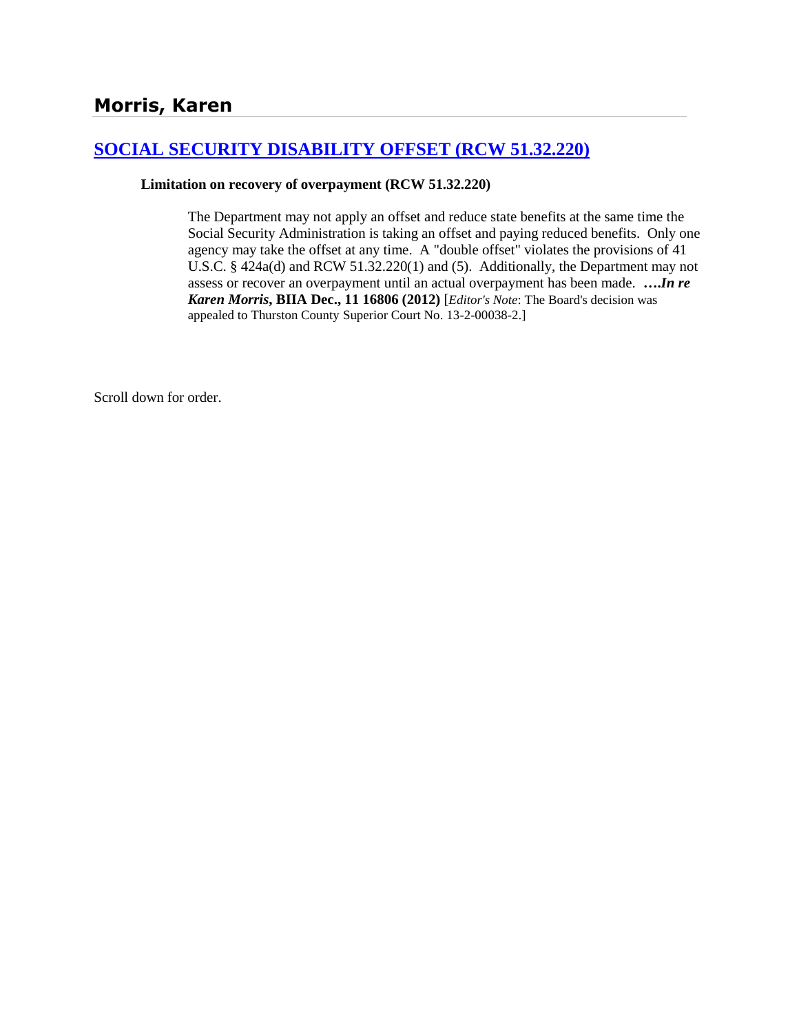## Morris, Karen

### [SOCIAL SECURITY DISABILITY OFFSET (RCW 51.32.220)]

**Limitation on recovery of overpayment (RCW 51.32.220)**

> The Department may not apply an offset and reduce state benefits at the same time the Social Security Administration is taking an offset and paying reduced benefits. Only one agency may take the offset at any time. A "double offset" violates the provisions of 41 U.S.C. § 424a(d) and RCW 51.32.220(1) and (5). Additionally, the Department may not assess or recover an overpayment until an actual overpayment has been made. ***….In re Karen Morris*, BIIA Dec., 11 16806 (2012)** [*Editor's Note*: The Board's decision was appealed to Thurston County Superior Court No. 13-2-00038-2.]

Scroll down for order.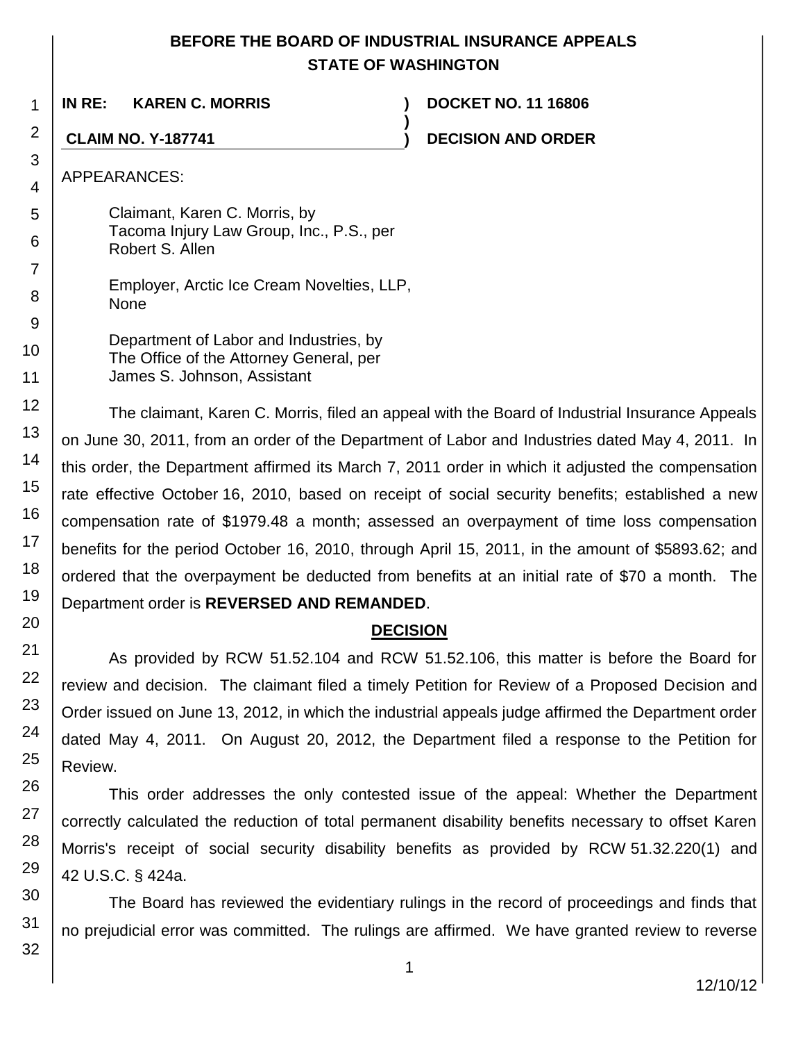**BEFORE THE BOARD OF INDUSTRIAL INSURANCE APPEALS**
**STATE OF WASHINGTON**

| | | |
|---|---|---|
| **IN RE: KAREN C. MORRIS** | **)** | **DOCKET NO. 11 16806** |
| | **)** | |
| **CLAIM NO. Y-187741** | **)** | **DECISION AND ORDER** |

APPEARANCES:

Claimant, Karen C. Morris, by
Tacoma Injury Law Group, Inc., P.S., per
Robert S. Allen

Employer, Arctic Ice Cream Novelties, LLP,
None

Department of Labor and Industries, by
The Office of the Attorney General, per
James S. Johnson, Assistant

The claimant, Karen C. Morris, filed an appeal with the Board of Industrial Insurance Appeals on June 30, 2011, from an order of the Department of Labor and Industries dated May 4, 2011. In this order, the Department affirmed its March 7, 2011 order in which it adjusted the compensation rate effective October 16, 2010, based on receipt of social security benefits; established a new compensation rate of $1979.48 a month; assessed an overpayment of time loss compensation benefits for the period October 16, 2010, through April 15, 2011, in the amount of $5893.62; and ordered that the overpayment be deducted from benefits at an initial rate of $70 a month. The Department order is **REVERSED AND REMANDED**.

## DECISION

As provided by RCW 51.52.104 and RCW 51.52.106, this matter is before the Board for review and decision. The claimant filed a timely Petition for Review of a Proposed Decision and Order issued on June 13, 2012, in which the industrial appeals judge affirmed the Department order dated May 4, 2011. On August 20, 2012, the Department filed a response to the Petition for Review.

This order addresses the only contested issue of the appeal: Whether the Department correctly calculated the reduction of total permanent disability benefits necessary to offset Karen Morris's receipt of social security disability benefits as provided by RCW 51.32.220(1) and 42 U.S.C. § 424a.

The Board has reviewed the evidentiary rulings in the record of proceedings and finds that no prejudicial error was committed. The rulings are affirmed. We have granted review to reverse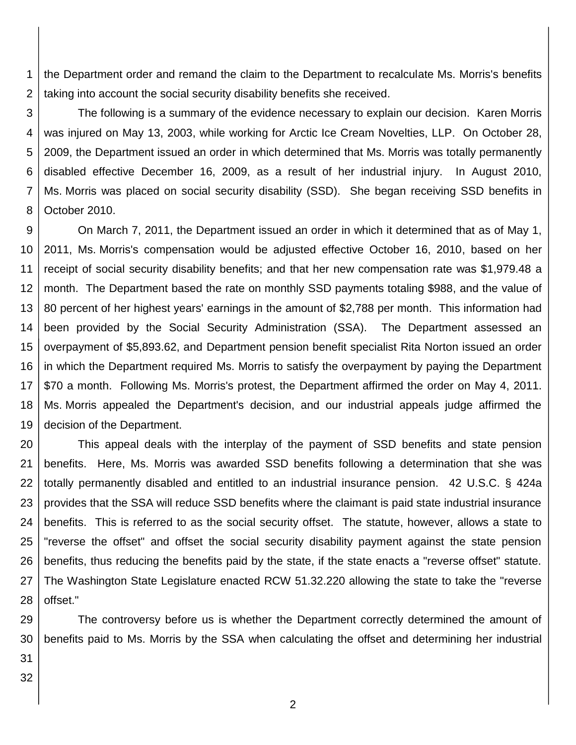the Department order and remand the claim to the Department to recalculate Ms. Morris's benefits taking into account the social security disability benefits she received.

The following is a summary of the evidence necessary to explain our decision. Karen Morris was injured on May 13, 2003, while working for Arctic Ice Cream Novelties, LLP. On October 28, 2009, the Department issued an order in which determined that Ms. Morris was totally permanently disabled effective December 16, 2009, as a result of her industrial injury. In August 2010, Ms. Morris was placed on social security disability (SSD). She began receiving SSD benefits in October 2010.

On March 7, 2011, the Department issued an order in which it determined that as of May 1, 2011, Ms. Morris's compensation would be adjusted effective October 16, 2010, based on her receipt of social security disability benefits; and that her new compensation rate was $1,979.48 a month. The Department based the rate on monthly SSD payments totaling $988, and the value of 80 percent of her highest years' earnings in the amount of $2,788 per month. This information had been provided by the Social Security Administration (SSA). The Department assessed an overpayment of $5,893.62, and Department pension benefit specialist Rita Norton issued an order in which the Department required Ms. Morris to satisfy the overpayment by paying the Department $70 a month. Following Ms. Morris's protest, the Department affirmed the order on May 4, 2011. Ms. Morris appealed the Department's decision, and our industrial appeals judge affirmed the decision of the Department.

This appeal deals with the interplay of the payment of SSD benefits and state pension benefits. Here, Ms. Morris was awarded SSD benefits following a determination that she was totally permanently disabled and entitled to an industrial insurance pension. 42 U.S.C. § 424a provides that the SSA will reduce SSD benefits where the claimant is paid state industrial insurance benefits. This is referred to as the social security offset. The statute, however, allows a state to "reverse the offset" and offset the social security disability payment against the state pension benefits, thus reducing the benefits paid by the state, if the state enacts a "reverse offset" statute. The Washington State Legislature enacted RCW 51.32.220 allowing the state to take the "reverse offset."

The controversy before us is whether the Department correctly determined the amount of benefits paid to Ms. Morris by the SSA when calculating the offset and determining her industrial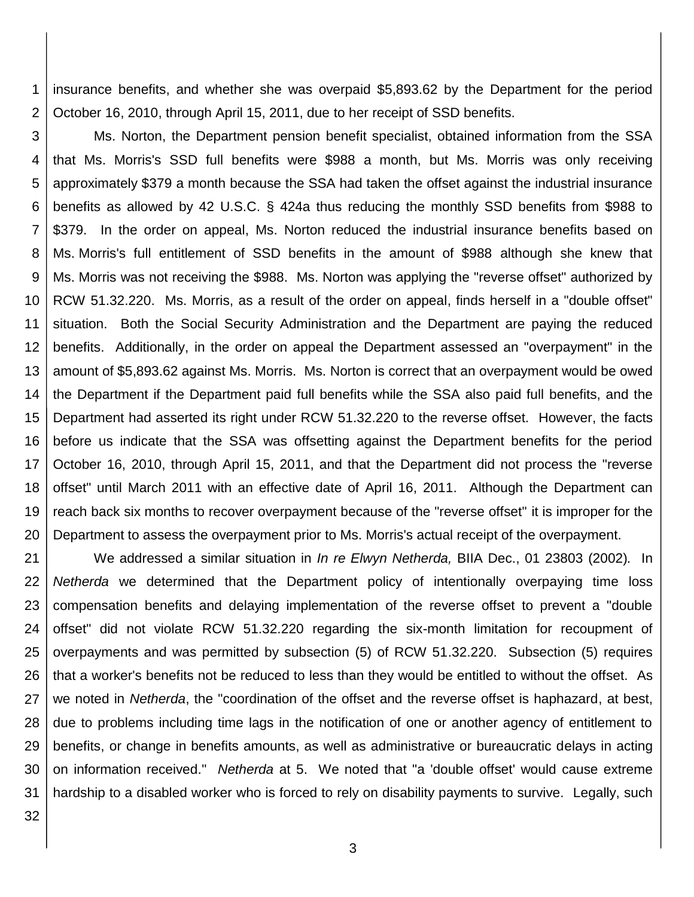insurance benefits, and whether she was overpaid $5,893.62 by the Department for the period October 16, 2010, through April 15, 2011, due to her receipt of SSD benefits.

Ms. Norton, the Department pension benefit specialist, obtained information from the SSA that Ms. Morris's SSD full benefits were $988 a month, but Ms. Morris was only receiving approximately $379 a month because the SSA had taken the offset against the industrial insurance benefits as allowed by 42 U.S.C. § 424a thus reducing the monthly SSD benefits from $988 to $379. In the order on appeal, Ms. Norton reduced the industrial insurance benefits based on Ms. Morris's full entitlement of SSD benefits in the amount of $988 although she knew that Ms. Morris was not receiving the $988. Ms. Norton was applying the "reverse offset" authorized by RCW 51.32.220. Ms. Morris, as a result of the order on appeal, finds herself in a "double offset" situation. Both the Social Security Administration and the Department are paying the reduced benefits. Additionally, in the order on appeal the Department assessed an "overpayment" in the amount of $5,893.62 against Ms. Morris. Ms. Norton is correct that an overpayment would be owed the Department if the Department paid full benefits while the SSA also paid full benefits, and the Department had asserted its right under RCW 51.32.220 to the reverse offset. However, the facts before us indicate that the SSA was offsetting against the Department benefits for the period October 16, 2010, through April 15, 2011, and that the Department did not process the "reverse offset" until March 2011 with an effective date of April 16, 2011. Although the Department can reach back six months to recover overpayment because of the "reverse offset" it is improper for the Department to assess the overpayment prior to Ms. Morris's actual receipt of the overpayment.

We addressed a similar situation in *In re Elwyn Netherda,* BIIA Dec., 01 23803 (2002). In *Netherda* we determined that the Department policy of intentionally overpaying time loss compensation benefits and delaying implementation of the reverse offset to prevent a "double offset" did not violate RCW 51.32.220 regarding the six-month limitation for recoupment of overpayments and was permitted by subsection (5) of RCW 51.32.220. Subsection (5) requires that a worker's benefits not be reduced to less than they would be entitled to without the offset. As we noted in *Netherda*, the "coordination of the offset and the reverse offset is haphazard, at best, due to problems including time lags in the notification of one or another agency of entitlement to benefits, or change in benefits amounts, as well as administrative or bureaucratic delays in acting on information received." *Netherda* at 5. We noted that "a 'double offset' would cause extreme hardship to a disabled worker who is forced to rely on disability payments to survive. Legally, such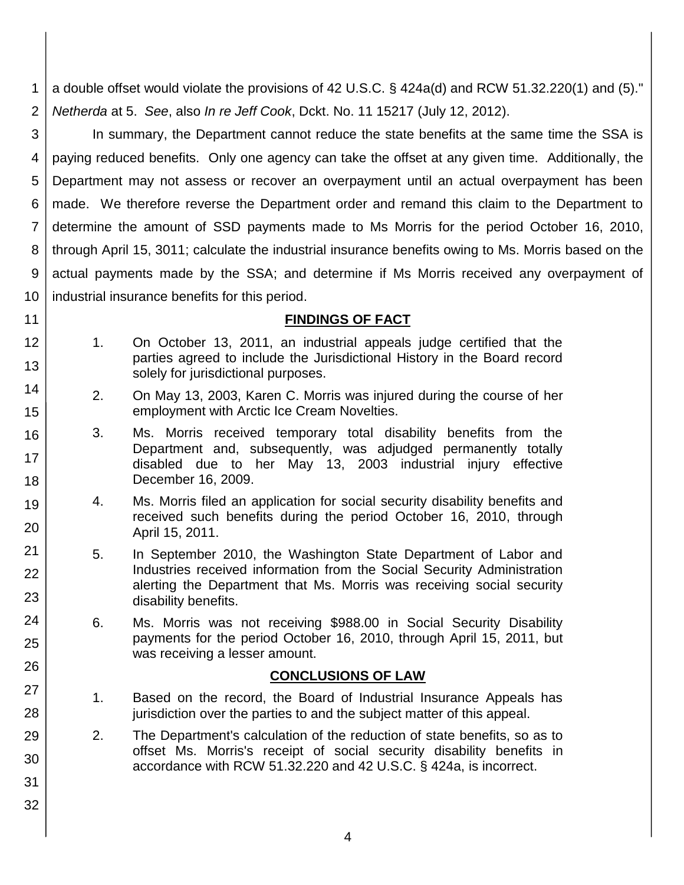a double offset would violate the provisions of 42 U.S.C. § 424a(d) and RCW 51.32.220(1) and (5)." *Netherda* at 5. *See*, also *In re Jeff Cook*, Dckt. No. 11 15217 (July 12, 2012).

In summary, the Department cannot reduce the state benefits at the same time the SSA is paying reduced benefits. Only one agency can take the offset at any given time. Additionally, the Department may not assess or recover an overpayment until an actual overpayment has been made. We therefore reverse the Department order and remand this claim to the Department to determine the amount of SSD payments made to Ms Morris for the period October 16, 2010, through April 15, 3011; calculate the industrial insurance benefits owing to Ms. Morris based on the actual payments made by the SSA; and determine if Ms Morris received any overpayment of industrial insurance benefits for this period.

## FINDINGS OF FACT

1. On October 13, 2011, an industrial appeals judge certified that the parties agreed to include the Jurisdictional History in the Board record solely for jurisdictional purposes.

2. On May 13, 2003, Karen C. Morris was injured during the course of her employment with Arctic Ice Cream Novelties.

3. Ms. Morris received temporary total disability benefits from the Department and, subsequently, was adjudged permanently totally disabled due to her May 13, 2003 industrial injury effective December 16, 2009.

4. Ms. Morris filed an application for social security disability benefits and received such benefits during the period October 16, 2010, through April 15, 2011.

5. In September 2010, the Washington State Department of Labor and Industries received information from the Social Security Administration alerting the Department that Ms. Morris was receiving social security disability benefits.

6. Ms. Morris was not receiving $988.00 in Social Security Disability payments for the period October 16, 2010, through April 15, 2011, but was receiving a lesser amount.

## CONCLUSIONS OF LAW

1. Based on the record, the Board of Industrial Insurance Appeals has jurisdiction over the parties to and the subject matter of this appeal.

2. The Department's calculation of the reduction of state benefits, so as to offset Ms. Morris's receipt of social security disability benefits in accordance with RCW 51.32.220 and 42 U.S.C. § 424a, is incorrect.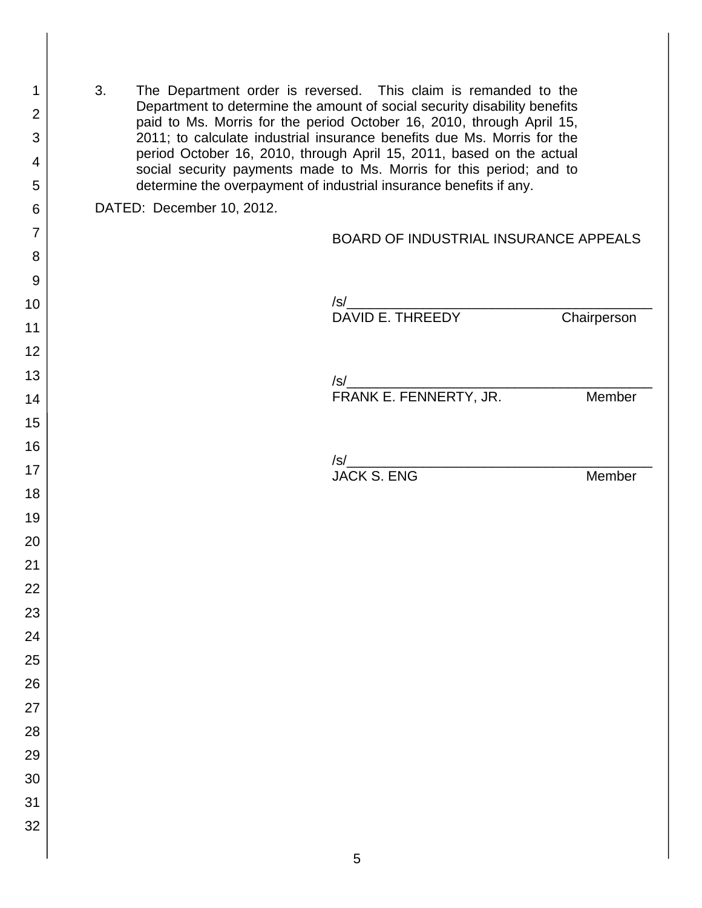3. The Department order is reversed. This claim is remanded to the Department to determine the amount of social security disability benefits paid to Ms. Morris for the period October 16, 2010, through April 15, 2011; to calculate industrial insurance benefits due Ms. Morris for the period October 16, 2010, through April 15, 2011, based on the actual social security payments made to Ms. Morris for this period; and to determine the overpayment of industrial insurance benefits if any.

DATED: December 10, 2012.

BOARD OF INDUSTRIAL INSURANCE APPEALS

/s/\_\_\_\_\_\_\_\_\_\_\_\_\_\_\_\_\_\_\_\_\_\_\_\_\_\_\_\_\_\_\_\_\_\_\_\_\_\_\_\_
DAVID E. THREEDY Chairperson

/s/\_\_\_\_\_\_\_\_\_\_\_\_\_\_\_\_\_\_\_\_\_\_\_\_\_\_\_\_\_\_\_\_\_\_\_\_\_\_\_\_
FRANK E. FENNERTY, JR. Member

/s/\_\_\_\_\_\_\_\_\_\_\_\_\_\_\_\_\_\_\_\_\_\_\_\_\_\_\_\_\_\_\_\_\_\_\_\_\_\_\_\_
JACK S. ENG Member